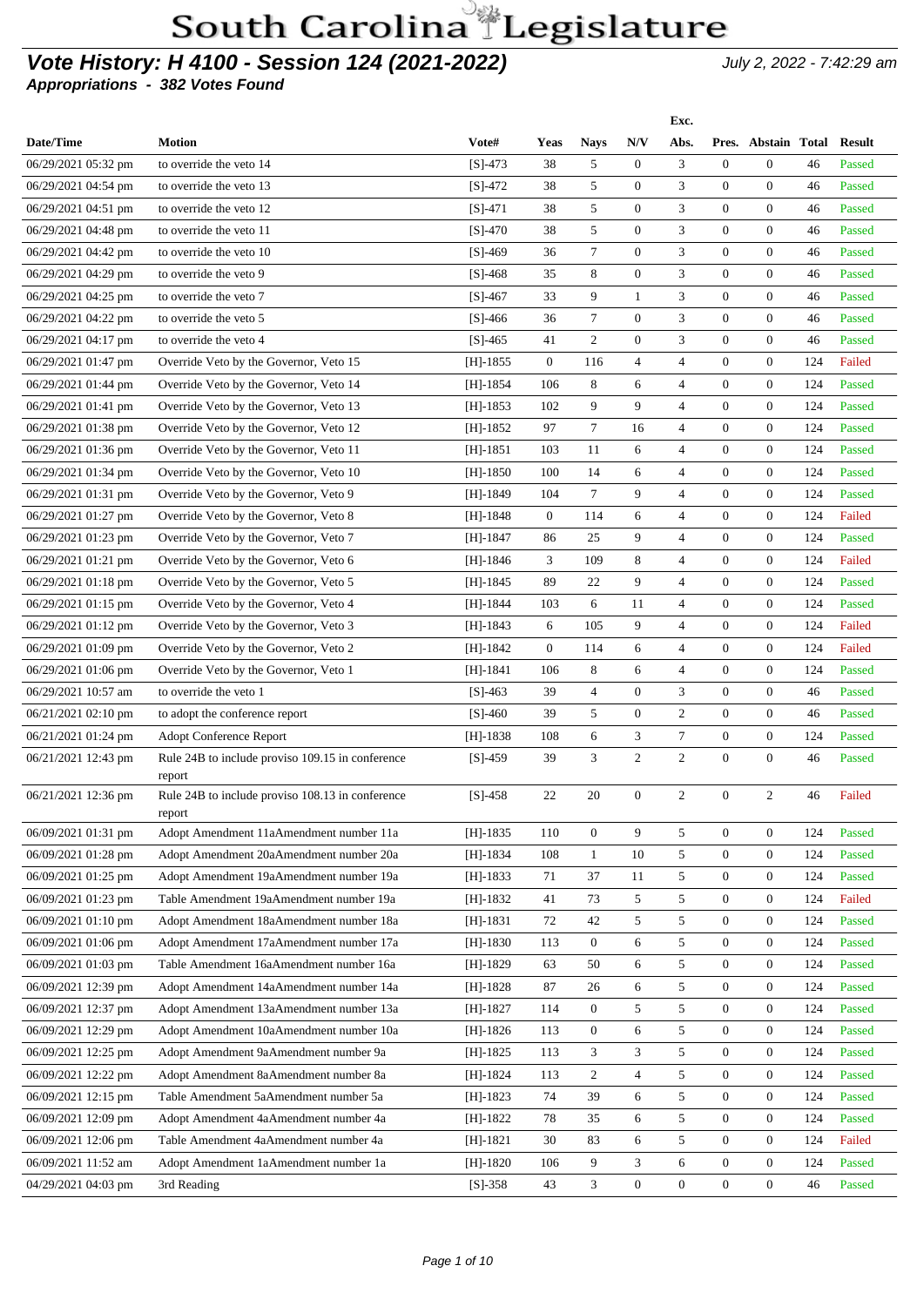# South Carolina Legislature

## Vote History: H 4100 - Session 124 (2021-2022)

July 2, 2022 - 7:42:29 am

**Appropriations - 382 Votes Found**

| Date/Time | Motion | Vote# | Yeas | Nays | N/V | Exc. Abs. | Pres. | Abstain | Total | Result |
|---|---|---|---|---|---|---|---|---|---|---|
| 06/29/2021 05:32 pm | to override the veto 14 | [S]-473 | 38 | 5 | 0 | 3 | 0 | 0 | 46 | Passed |
| 06/29/2021 04:54 pm | to override the veto 13 | [S]-472 | 38 | 5 | 0 | 3 | 0 | 0 | 46 | Passed |
| 06/29/2021 04:51 pm | to override the veto 12 | [S]-471 | 38 | 5 | 0 | 3 | 0 | 0 | 46 | Passed |
| 06/29/2021 04:48 pm | to override the veto 11 | [S]-470 | 38 | 5 | 0 | 3 | 0 | 0 | 46 | Passed |
| 06/29/2021 04:42 pm | to override the veto 10 | [S]-469 | 36 | 7 | 0 | 3 | 0 | 0 | 46 | Passed |
| 06/29/2021 04:29 pm | to override the veto 9 | [S]-468 | 35 | 8 | 0 | 3 | 0 | 0 | 46 | Passed |
| 06/29/2021 04:25 pm | to override the veto 7 | [S]-467 | 33 | 9 | 1 | 3 | 0 | 0 | 46 | Passed |
| 06/29/2021 04:22 pm | to override the veto 5 | [S]-466 | 36 | 7 | 0 | 3 | 0 | 0 | 46 | Passed |
| 06/29/2021 04:17 pm | to override the veto 4 | [S]-465 | 41 | 2 | 0 | 3 | 0 | 0 | 46 | Passed |
| 06/29/2021 01:47 pm | Override Veto by the Governor, Veto 15 | [H]-1855 | 0 | 116 | 4 | 4 | 0 | 0 | 124 | Failed |
| 06/29/2021 01:44 pm | Override Veto by the Governor, Veto 14 | [H]-1854 | 106 | 8 | 6 | 4 | 0 | 0 | 124 | Passed |
| 06/29/2021 01:41 pm | Override Veto by the Governor, Veto 13 | [H]-1853 | 102 | 9 | 9 | 4 | 0 | 0 | 124 | Passed |
| 06/29/2021 01:38 pm | Override Veto by the Governor, Veto 12 | [H]-1852 | 97 | 7 | 16 | 4 | 0 | 0 | 124 | Passed |
| 06/29/2021 01:36 pm | Override Veto by the Governor, Veto 11 | [H]-1851 | 103 | 11 | 6 | 4 | 0 | 0 | 124 | Passed |
| 06/29/2021 01:34 pm | Override Veto by the Governor, Veto 10 | [H]-1850 | 100 | 14 | 6 | 4 | 0 | 0 | 124 | Passed |
| 06/29/2021 01:31 pm | Override Veto by the Governor, Veto 9 | [H]-1849 | 104 | 7 | 9 | 4 | 0 | 0 | 124 | Passed |
| 06/29/2021 01:27 pm | Override Veto by the Governor, Veto 8 | [H]-1848 | 0 | 114 | 6 | 4 | 0 | 0 | 124 | Failed |
| 06/29/2021 01:23 pm | Override Veto by the Governor, Veto 7 | [H]-1847 | 86 | 25 | 9 | 4 | 0 | 0 | 124 | Passed |
| 06/29/2021 01:21 pm | Override Veto by the Governor, Veto 6 | [H]-1846 | 3 | 109 | 8 | 4 | 0 | 0 | 124 | Failed |
| 06/29/2021 01:18 pm | Override Veto by the Governor, Veto 5 | [H]-1845 | 89 | 22 | 9 | 4 | 0 | 0 | 124 | Passed |
| 06/29/2021 01:15 pm | Override Veto by the Governor, Veto 4 | [H]-1844 | 103 | 6 | 11 | 4 | 0 | 0 | 124 | Passed |
| 06/29/2021 01:12 pm | Override Veto by the Governor, Veto 3 | [H]-1843 | 6 | 105 | 9 | 4 | 0 | 0 | 124 | Failed |
| 06/29/2021 01:09 pm | Override Veto by the Governor, Veto 2 | [H]-1842 | 0 | 114 | 6 | 4 | 0 | 0 | 124 | Failed |
| 06/29/2021 01:06 pm | Override Veto by the Governor, Veto 1 | [H]-1841 | 106 | 8 | 6 | 4 | 0 | 0 | 124 | Passed |
| 06/29/2021 10:57 am | to override the veto 1 | [S]-463 | 39 | 4 | 0 | 3 | 0 | 0 | 46 | Passed |
| 06/21/2021 02:10 pm | to adopt the conference report | [S]-460 | 39 | 5 | 0 | 2 | 0 | 0 | 46 | Passed |
| 06/21/2021 01:24 pm | Adopt Conference Report | [H]-1838 | 108 | 6 | 3 | 7 | 0 | 0 | 124 | Passed |
| 06/21/2021 12:43 pm | Rule 24B to include proviso 109.15 in conference report | [S]-459 | 39 | 3 | 2 | 2 | 0 | 0 | 46 | Passed |
| 06/21/2021 12:36 pm | Rule 24B to include proviso 108.13 in conference report | [S]-458 | 22 | 20 | 0 | 2 | 0 | 2 | 46 | Failed |
| 06/09/2021 01:31 pm | Adopt Amendment 11aAmendment number 11a | [H]-1835 | 110 | 0 | 9 | 5 | 0 | 0 | 124 | Passed |
| 06/09/2021 01:28 pm | Adopt Amendment 20aAmendment number 20a | [H]-1834 | 108 | 1 | 10 | 5 | 0 | 0 | 124 | Passed |
| 06/09/2021 01:25 pm | Adopt Amendment 19aAmendment number 19a | [H]-1833 | 71 | 37 | 11 | 5 | 0 | 0 | 124 | Passed |
| 06/09/2021 01:23 pm | Table Amendment 19aAmendment number 19a | [H]-1832 | 41 | 73 | 5 | 5 | 0 | 0 | 124 | Failed |
| 06/09/2021 01:10 pm | Adopt Amendment 18aAmendment number 18a | [H]-1831 | 72 | 42 | 5 | 5 | 0 | 0 | 124 | Passed |
| 06/09/2021 01:06 pm | Adopt Amendment 17aAmendment number 17a | [H]-1830 | 113 | 0 | 6 | 5 | 0 | 0 | 124 | Passed |
| 06/09/2021 01:03 pm | Table Amendment 16aAmendment number 16a | [H]-1829 | 63 | 50 | 6 | 5 | 0 | 0 | 124 | Passed |
| 06/09/2021 12:39 pm | Adopt Amendment 14aAmendment number 14a | [H]-1828 | 87 | 26 | 6 | 5 | 0 | 0 | 124 | Passed |
| 06/09/2021 12:37 pm | Adopt Amendment 13aAmendment number 13a | [H]-1827 | 114 | 0 | 5 | 5 | 0 | 0 | 124 | Passed |
| 06/09/2021 12:29 pm | Adopt Amendment 10aAmendment number 10a | [H]-1826 | 113 | 0 | 6 | 5 | 0 | 0 | 124 | Passed |
| 06/09/2021 12:25 pm | Adopt Amendment 9aAmendment number 9a | [H]-1825 | 113 | 3 | 3 | 5 | 0 | 0 | 124 | Passed |
| 06/09/2021 12:22 pm | Adopt Amendment 8aAmendment number 8a | [H]-1824 | 113 | 2 | 4 | 5 | 0 | 0 | 124 | Passed |
| 06/09/2021 12:15 pm | Table Amendment 5aAmendment number 5a | [H]-1823 | 74 | 39 | 6 | 5 | 0 | 0 | 124 | Passed |
| 06/09/2021 12:09 pm | Adopt Amendment 4aAmendment number 4a | [H]-1822 | 78 | 35 | 6 | 5 | 0 | 0 | 124 | Passed |
| 06/09/2021 12:06 pm | Table Amendment 4aAmendment number 4a | [H]-1821 | 30 | 83 | 6 | 5 | 0 | 0 | 124 | Failed |
| 06/09/2021 11:52 am | Adopt Amendment 1aAmendment number 1a | [H]-1820 | 106 | 9 | 3 | 6 | 0 | 0 | 124 | Passed |
| 04/29/2021 04:03 pm | 3rd Reading | [S]-358 | 43 | 3 | 0 | 0 | 0 | 0 | 46 | Passed |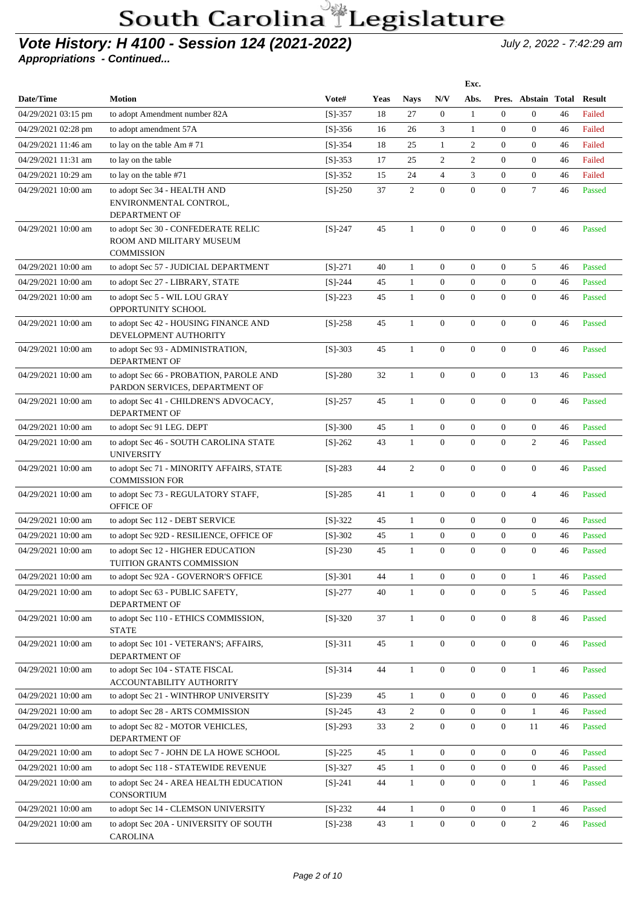# South Carolina Legislature

## *Vote History: H 4100 - Session 124 (2021-2022)*

*July 2, 2022 - 7:42:29 am*

***Appropriations - Continued...***

| Date/Time | Motion | Vote# | Yeas | Nays | N/V | Exc. Abs. | Pres. | Abstain | Total | Result |
|---|---|---|---|---|---|---|---|---|---|---|
| 04/29/2021 03:15 pm | to adopt Amendment number 82A | [S]-357 | 18 | 27 | 0 | 1 | 0 | 0 | 46 | Failed |
| 04/29/2021 02:28 pm | to adopt amendment 57A | [S]-356 | 16 | 26 | 3 | 1 | 0 | 0 | 46 | Failed |
| 04/29/2021 11:46 am | to lay on the table Am # 71 | [S]-354 | 18 | 25 | 1 | 2 | 0 | 0 | 46 | Failed |
| 04/29/2021 11:31 am | to lay on the table | [S]-353 | 17 | 25 | 2 | 2 | 0 | 0 | 46 | Failed |
| 04/29/2021 10:29 am | to lay on the table #71 | [S]-352 | 15 | 24 | 4 | 3 | 0 | 0 | 46 | Failed |
| 04/29/2021 10:00 am | to adopt Sec 34 - HEALTH AND ENVIRONMENTAL CONTROL, DEPARTMENT OF | [S]-250 | 37 | 2 | 0 | 0 | 0 | 7 | 46 | Passed |
| 04/29/2021 10:00 am | to adopt Sec 30 - CONFEDERATE RELIC ROOM AND MILITARY MUSEUM COMMISSION | [S]-247 | 45 | 1 | 0 | 0 | 0 | 0 | 46 | Passed |
| 04/29/2021 10:00 am | to adopt Sec 57 - JUDICIAL DEPARTMENT | [S]-271 | 40 | 1 | 0 | 0 | 0 | 5 | 46 | Passed |
| 04/29/2021 10:00 am | to adopt Sec 27 - LIBRARY, STATE | [S]-244 | 45 | 1 | 0 | 0 | 0 | 0 | 46 | Passed |
| 04/29/2021 10:00 am | to adopt Sec 5 - WIL LOU GRAY OPPORTUNITY SCHOOL | [S]-223 | 45 | 1 | 0 | 0 | 0 | 0 | 46 | Passed |
| 04/29/2021 10:00 am | to adopt Sec 42 - HOUSING FINANCE AND DEVELOPMENT AUTHORITY | [S]-258 | 45 | 1 | 0 | 0 | 0 | 0 | 46 | Passed |
| 04/29/2021 10:00 am | to adopt Sec 93 - ADMINISTRATION, DEPARTMENT OF | [S]-303 | 45 | 1 | 0 | 0 | 0 | 0 | 46 | Passed |
| 04/29/2021 10:00 am | to adopt Sec 66 - PROBATION, PAROLE AND PARDON SERVICES, DEPARTMENT OF | [S]-280 | 32 | 1 | 0 | 0 | 0 | 13 | 46 | Passed |
| 04/29/2021 10:00 am | to adopt Sec 41 - CHILDREN'S ADVOCACY, DEPARTMENT OF | [S]-257 | 45 | 1 | 0 | 0 | 0 | 0 | 46 | Passed |
| 04/29/2021 10:00 am | to adopt Sec 91 LEG. DEPT | [S]-300 | 45 | 1 | 0 | 0 | 0 | 0 | 46 | Passed |
| 04/29/2021 10:00 am | to adopt Sec 46 - SOUTH CAROLINA STATE UNIVERSITY | [S]-262 | 43 | 1 | 0 | 0 | 0 | 2 | 46 | Passed |
| 04/29/2021 10:00 am | to adopt Sec 71 - MINORITY AFFAIRS, STATE COMMISSION FOR | [S]-283 | 44 | 2 | 0 | 0 | 0 | 0 | 46 | Passed |
| 04/29/2021 10:00 am | to adopt Sec 73 - REGULATORY STAFF, OFFICE OF | [S]-285 | 41 | 1 | 0 | 0 | 0 | 4 | 46 | Passed |
| 04/29/2021 10:00 am | to adopt Sec 112 - DEBT SERVICE | [S]-322 | 45 | 1 | 0 | 0 | 0 | 0 | 46 | Passed |
| 04/29/2021 10:00 am | to adopt Sec 92D - RESILIENCE, OFFICE OF | [S]-302 | 45 | 1 | 0 | 0 | 0 | 0 | 46 | Passed |
| 04/29/2021 10:00 am | to adopt Sec 12 - HIGHER EDUCATION TUITION GRANTS COMMISSION | [S]-230 | 45 | 1 | 0 | 0 | 0 | 0 | 46 | Passed |
| 04/29/2021 10:00 am | to adopt Sec 92A - GOVERNOR'S OFFICE | [S]-301 | 44 | 1 | 0 | 0 | 0 | 1 | 46 | Passed |
| 04/29/2021 10:00 am | to adopt Sec 63 - PUBLIC SAFETY, DEPARTMENT OF | [S]-277 | 40 | 1 | 0 | 0 | 0 | 5 | 46 | Passed |
| 04/29/2021 10:00 am | to adopt Sec 110 - ETHICS COMMISSION, STATE | [S]-320 | 37 | 1 | 0 | 0 | 0 | 8 | 46 | Passed |
| 04/29/2021 10:00 am | to adopt Sec 101 - VETERAN'S; AFFAIRS, DEPARTMENT OF | [S]-311 | 45 | 1 | 0 | 0 | 0 | 0 | 46 | Passed |
| 04/29/2021 10:00 am | to adopt Sec 104 - STATE FISCAL ACCOUNTABILITY AUTHORITY | [S]-314 | 44 | 1 | 0 | 0 | 0 | 1 | 46 | Passed |
| 04/29/2021 10:00 am | to adopt Sec 21 - WINTHROP UNIVERSITY | [S]-239 | 45 | 1 | 0 | 0 | 0 | 0 | 46 | Passed |
| 04/29/2021 10:00 am | to adopt Sec 28 - ARTS COMMISSION | [S]-245 | 43 | 2 | 0 | 0 | 0 | 1 | 46 | Passed |
| 04/29/2021 10:00 am | to adopt Sec 82 - MOTOR VEHICLES, DEPARTMENT OF | [S]-293 | 33 | 2 | 0 | 0 | 0 | 11 | 46 | Passed |
| 04/29/2021 10:00 am | to adopt Sec 7 - JOHN DE LA HOWE SCHOOL | [S]-225 | 45 | 1 | 0 | 0 | 0 | 0 | 46 | Passed |
| 04/29/2021 10:00 am | to adopt Sec 118 - STATEWIDE REVENUE | [S]-327 | 45 | 1 | 0 | 0 | 0 | 0 | 46 | Passed |
| 04/29/2021 10:00 am | to adopt Sec 24 - AREA HEALTH EDUCATION CONSORTIUM | [S]-241 | 44 | 1 | 0 | 0 | 0 | 1 | 46 | Passed |
| 04/29/2021 10:00 am | to adopt Sec 14 - CLEMSON UNIVERSITY | [S]-232 | 44 | 1 | 0 | 0 | 0 | 1 | 46 | Passed |
| 04/29/2021 10:00 am | to adopt Sec 20A - UNIVERSITY OF SOUTH CAROLINA | [S]-238 | 43 | 1 | 0 | 0 | 0 | 2 | 46 | Passed |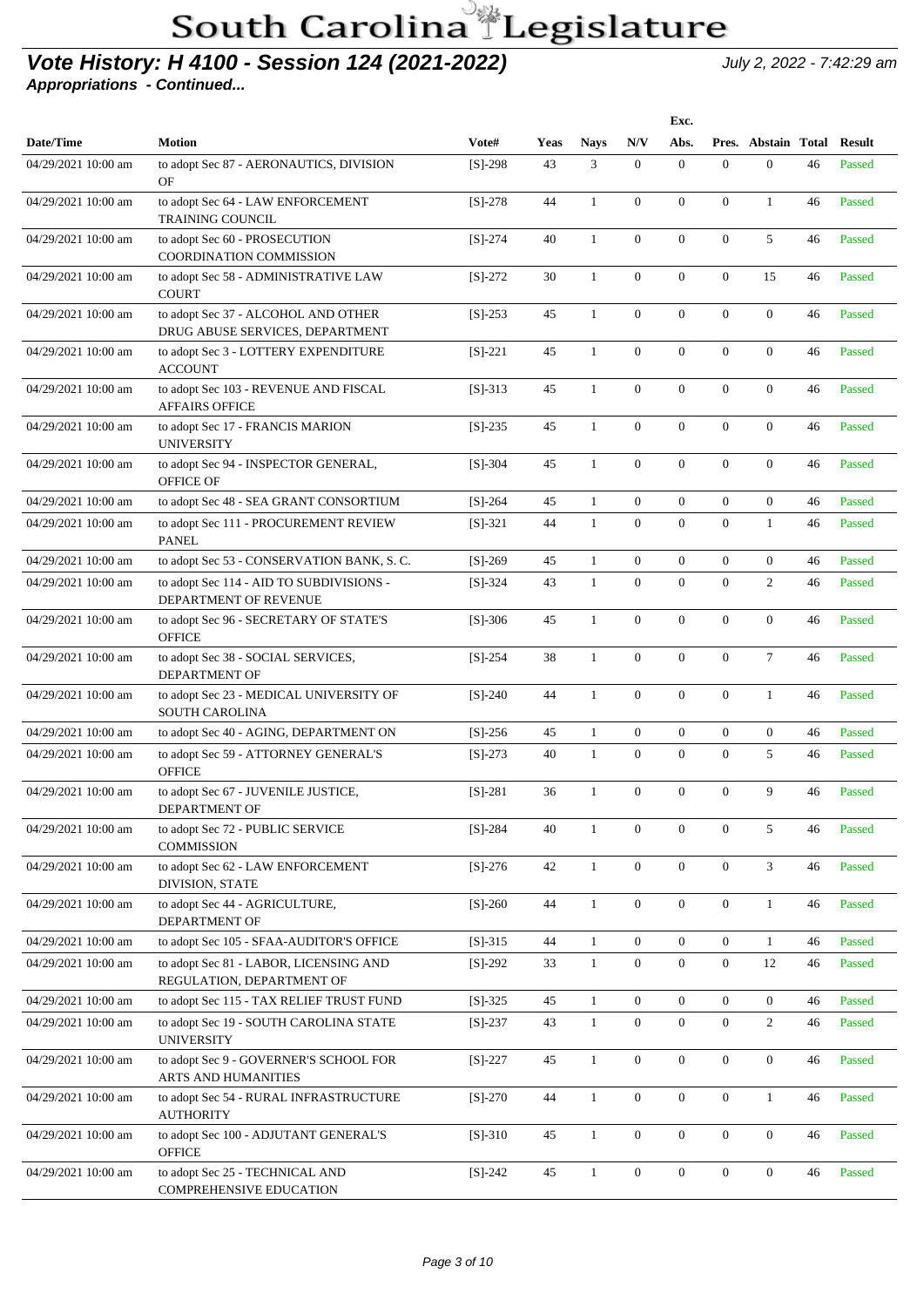# South Carolina Legislature

## *Vote History: H 4100 - Session 124 (2021-2022)*

***Appropriations - Continued...***

July 2, 2022 - 7:42:29 am

| Date/Time | Motion | Vote# | Yeas | Nays | N/V | Exc. Abs. | Pres. | Abstain | Total | Result |
|---|---|---|---|---|---|---|---|---|---|---|
| 04/29/2021 10:00 am | to adopt Sec 87 - AERONAUTICS, DIVISION OF | [S]-298 | 43 | 3 | 0 | 0 | 0 | 0 | 46 | Passed |
| 04/29/2021 10:00 am | to adopt Sec 64 - LAW ENFORCEMENT TRAINING COUNCIL | [S]-278 | 44 | 1 | 0 | 0 | 0 | 1 | 46 | Passed |
| 04/29/2021 10:00 am | to adopt Sec 60 - PROSECUTION COORDINATION COMMISSION | [S]-274 | 40 | 1 | 0 | 0 | 0 | 5 | 46 | Passed |
| 04/29/2021 10:00 am | to adopt Sec 58 - ADMINISTRATIVE LAW COURT | [S]-272 | 30 | 1 | 0 | 0 | 0 | 15 | 46 | Passed |
| 04/29/2021 10:00 am | to adopt Sec 37 - ALCOHOL AND OTHER DRUG ABUSE SERVICES, DEPARTMENT | [S]-253 | 45 | 1 | 0 | 0 | 0 | 0 | 46 | Passed |
| 04/29/2021 10:00 am | to adopt Sec 3 - LOTTERY EXPENDITURE ACCOUNT | [S]-221 | 45 | 1 | 0 | 0 | 0 | 0 | 46 | Passed |
| 04/29/2021 10:00 am | to adopt Sec 103 - REVENUE AND FISCAL AFFAIRS OFFICE | [S]-313 | 45 | 1 | 0 | 0 | 0 | 0 | 46 | Passed |
| 04/29/2021 10:00 am | to adopt Sec 17 - FRANCIS MARION UNIVERSITY | [S]-235 | 45 | 1 | 0 | 0 | 0 | 0 | 46 | Passed |
| 04/29/2021 10:00 am | to adopt Sec 94 - INSPECTOR GENERAL, OFFICE OF | [S]-304 | 45 | 1 | 0 | 0 | 0 | 0 | 46 | Passed |
| 04/29/2021 10:00 am | to adopt Sec 48 - SEA GRANT CONSORTIUM | [S]-264 | 45 | 1 | 0 | 0 | 0 | 0 | 46 | Passed |
| 04/29/2021 10:00 am | to adopt Sec 111 - PROCUREMENT REVIEW PANEL | [S]-321 | 44 | 1 | 0 | 0 | 0 | 1 | 46 | Passed |
| 04/29/2021 10:00 am | to adopt Sec 53 - CONSERVATION BANK, S. C. | [S]-269 | 45 | 1 | 0 | 0 | 0 | 0 | 46 | Passed |
| 04/29/2021 10:00 am | to adopt Sec 114 - AID TO SUBDIVISIONS - DEPARTMENT OF REVENUE | [S]-324 | 43 | 1 | 0 | 0 | 0 | 2 | 46 | Passed |
| 04/29/2021 10:00 am | to adopt Sec 96 - SECRETARY OF STATE'S OFFICE | [S]-306 | 45 | 1 | 0 | 0 | 0 | 0 | 46 | Passed |
| 04/29/2021 10:00 am | to adopt Sec 38 - SOCIAL SERVICES, DEPARTMENT OF | [S]-254 | 38 | 1 | 0 | 0 | 0 | 7 | 46 | Passed |
| 04/29/2021 10:00 am | to adopt Sec 23 - MEDICAL UNIVERSITY OF SOUTH CAROLINA | [S]-240 | 44 | 1 | 0 | 0 | 0 | 1 | 46 | Passed |
| 04/29/2021 10:00 am | to adopt Sec 40 - AGING, DEPARTMENT ON | [S]-256 | 45 | 1 | 0 | 0 | 0 | 0 | 46 | Passed |
| 04/29/2021 10:00 am | to adopt Sec 59 - ATTORNEY GENERAL'S OFFICE | [S]-273 | 40 | 1 | 0 | 0 | 0 | 5 | 46 | Passed |
| 04/29/2021 10:00 am | to adopt Sec 67 - JUVENILE JUSTICE, DEPARTMENT OF | [S]-281 | 36 | 1 | 0 | 0 | 0 | 9 | 46 | Passed |
| 04/29/2021 10:00 am | to adopt Sec 72 - PUBLIC SERVICE COMMISSION | [S]-284 | 40 | 1 | 0 | 0 | 0 | 5 | 46 | Passed |
| 04/29/2021 10:00 am | to adopt Sec 62 - LAW ENFORCEMENT DIVISION, STATE | [S]-276 | 42 | 1 | 0 | 0 | 0 | 3 | 46 | Passed |
| 04/29/2021 10:00 am | to adopt Sec 44 - AGRICULTURE, DEPARTMENT OF | [S]-260 | 44 | 1 | 0 | 0 | 0 | 1 | 46 | Passed |
| 04/29/2021 10:00 am | to adopt Sec 105 - SFAA-AUDITOR'S OFFICE | [S]-315 | 44 | 1 | 0 | 0 | 0 | 1 | 46 | Passed |
| 04/29/2021 10:00 am | to adopt Sec 81 - LABOR, LICENSING AND REGULATION, DEPARTMENT OF | [S]-292 | 33 | 1 | 0 | 0 | 0 | 12 | 46 | Passed |
| 04/29/2021 10:00 am | to adopt Sec 115 - TAX RELIEF TRUST FUND | [S]-325 | 45 | 1 | 0 | 0 | 0 | 0 | 46 | Passed |
| 04/29/2021 10:00 am | to adopt Sec 19 - SOUTH CAROLINA STATE UNIVERSITY | [S]-237 | 43 | 1 | 0 | 0 | 0 | 2 | 46 | Passed |
| 04/29/2021 10:00 am | to adopt Sec 9 - GOVERNER'S SCHOOL FOR ARTS AND HUMANITIES | [S]-227 | 45 | 1 | 0 | 0 | 0 | 0 | 46 | Passed |
| 04/29/2021 10:00 am | to adopt Sec 54 - RURAL INFRASTRUCTURE AUTHORITY | [S]-270 | 44 | 1 | 0 | 0 | 0 | 1 | 46 | Passed |
| 04/29/2021 10:00 am | to adopt Sec 100 - ADJUTANT GENERAL'S OFFICE | [S]-310 | 45 | 1 | 0 | 0 | 0 | 0 | 46 | Passed |
| 04/29/2021 10:00 am | to adopt Sec 25 - TECHNICAL AND COMPREHENSIVE EDUCATION | [S]-242 | 45 | 1 | 0 | 0 | 0 | 0 | 46 | Passed |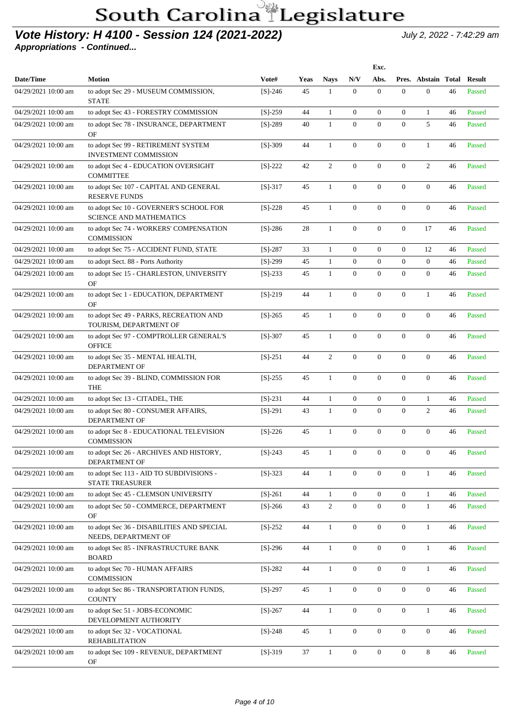# South Carolina Legislature

## *Vote History: H 4100 - Session 124 (2021-2022)*

***Appropriations - Continued...***

July 2, 2022 - 7:42:29 am

| Date/Time | Motion | Vote# | Yeas | Nays | N/V | Exc. Abs. | Pres. | Abstain | Total | Result |
|---|---|---|---|---|---|---|---|---|---|---|
| 04/29/2021 10:00 am | to adopt Sec 29 - MUSEUM COMMISSION, STATE | [S]-246 | 45 | 1 | 0 | 0 | 0 | 0 | 46 | Passed |
| 04/29/2021 10:00 am | to adopt Sec 43 - FORESTRY COMMISSION | [S]-259 | 44 | 1 | 0 | 0 | 0 | 1 | 46 | Passed |
| 04/29/2021 10:00 am | to adopt Sec 78 - INSURANCE, DEPARTMENT OF | [S]-289 | 40 | 1 | 0 | 0 | 0 | 5 | 46 | Passed |
| 04/29/2021 10:00 am | to adopt Sec 99 - RETIREMENT SYSTEM INVESTMENT COMMISSION | [S]-309 | 44 | 1 | 0 | 0 | 0 | 1 | 46 | Passed |
| 04/29/2021 10:00 am | to adopt Sec 4 - EDUCATION OVERSIGHT COMMITTEE | [S]-222 | 42 | 2 | 0 | 0 | 0 | 2 | 46 | Passed |
| 04/29/2021 10:00 am | to adopt Sec 107 - CAPITAL AND GENERAL RESERVE FUNDS | [S]-317 | 45 | 1 | 0 | 0 | 0 | 0 | 46 | Passed |
| 04/29/2021 10:00 am | to adopt Sec 10 - GOVERNER'S SCHOOL FOR SCIENCE AND MATHEMATICS | [S]-228 | 45 | 1 | 0 | 0 | 0 | 0 | 46 | Passed |
| 04/29/2021 10:00 am | to adopt Sec 74 - WORKERS' COMPENSATION COMMISSION | [S]-286 | 28 | 1 | 0 | 0 | 0 | 17 | 46 | Passed |
| 04/29/2021 10:00 am | to adopt Sec 75 - ACCIDENT FUND, STATE | [S]-287 | 33 | 1 | 0 | 0 | 0 | 12 | 46 | Passed |
| 04/29/2021 10:00 am | to adopt Sect. 88 - Ports Authority | [S]-299 | 45 | 1 | 0 | 0 | 0 | 0 | 46 | Passed |
| 04/29/2021 10:00 am | to adopt Sec 15 - CHARLESTON, UNIVERSITY OF | [S]-233 | 45 | 1 | 0 | 0 | 0 | 0 | 46 | Passed |
| 04/29/2021 10:00 am | to adopt Sec 1 - EDUCATION, DEPARTMENT OF | [S]-219 | 44 | 1 | 0 | 0 | 0 | 1 | 46 | Passed |
| 04/29/2021 10:00 am | to adopt Sec 49 - PARKS, RECREATION AND TOURISM, DEPARTMENT OF | [S]-265 | 45 | 1 | 0 | 0 | 0 | 0 | 46 | Passed |
| 04/29/2021 10:00 am | to adopt Sec 97 - COMPTROLLER GENERAL'S OFFICE | [S]-307 | 45 | 1 | 0 | 0 | 0 | 0 | 46 | Passed |
| 04/29/2021 10:00 am | to adopt Sec 35 - MENTAL HEALTH, DEPARTMENT OF | [S]-251 | 44 | 2 | 0 | 0 | 0 | 0 | 46 | Passed |
| 04/29/2021 10:00 am | to adopt Sec 39 - BLIND, COMMISSION FOR THE | [S]-255 | 45 | 1 | 0 | 0 | 0 | 0 | 46 | Passed |
| 04/29/2021 10:00 am | to adopt Sec 13 - CITADEL, THE | [S]-231 | 44 | 1 | 0 | 0 | 0 | 1 | 46 | Passed |
| 04/29/2021 10:00 am | to adopt Sec 80 - CONSUMER AFFAIRS, DEPARTMENT OF | [S]-291 | 43 | 1 | 0 | 0 | 0 | 2 | 46 | Passed |
| 04/29/2021 10:00 am | to adopt Sec 8 - EDUCATIONAL TELEVISION COMMISSION | [S]-226 | 45 | 1 | 0 | 0 | 0 | 0 | 46 | Passed |
| 04/29/2021 10:00 am | to adopt Sec 26 - ARCHIVES AND HISTORY, DEPARTMENT OF | [S]-243 | 45 | 1 | 0 | 0 | 0 | 0 | 46 | Passed |
| 04/29/2021 10:00 am | to adopt Sec 113 - AID TO SUBDIVISIONS - STATE TREASURER | [S]-323 | 44 | 1 | 0 | 0 | 0 | 1 | 46 | Passed |
| 04/29/2021 10:00 am | to adopt Sec 45 - CLEMSON UNIVERSITY | [S]-261 | 44 | 1 | 0 | 0 | 0 | 1 | 46 | Passed |
| 04/29/2021 10:00 am | to adopt Sec 50 - COMMERCE, DEPARTMENT OF | [S]-266 | 43 | 2 | 0 | 0 | 0 | 1 | 46 | Passed |
| 04/29/2021 10:00 am | to adopt Sec 36 - DISABILITIES AND SPECIAL NEEDS, DEPARTMENT OF | [S]-252 | 44 | 1 | 0 | 0 | 0 | 1 | 46 | Passed |
| 04/29/2021 10:00 am | to adopt Sec 85 - INFRASTRUCTURE BANK BOARD | [S]-296 | 44 | 1 | 0 | 0 | 0 | 1 | 46 | Passed |
| 04/29/2021 10:00 am | to adopt Sec 70 - HUMAN AFFAIRS COMMISSION | [S]-282 | 44 | 1 | 0 | 0 | 0 | 1 | 46 | Passed |
| 04/29/2021 10:00 am | to adopt Sec 86 - TRANSPORTATION FUNDS, COUNTY | [S]-297 | 45 | 1 | 0 | 0 | 0 | 0 | 46 | Passed |
| 04/29/2021 10:00 am | to adopt Sec 51 - JOBS-ECONOMIC DEVELOPMENT AUTHORITY | [S]-267 | 44 | 1 | 0 | 0 | 0 | 1 | 46 | Passed |
| 04/29/2021 10:00 am | to adopt Sec 32 - VOCATIONAL REHABILITATION | [S]-248 | 45 | 1 | 0 | 0 | 0 | 0 | 46 | Passed |
| 04/29/2021 10:00 am | to adopt Sec 109 - REVENUE, DEPARTMENT OF | [S]-319 | 37 | 1 | 0 | 0 | 0 | 8 | 46 | Passed |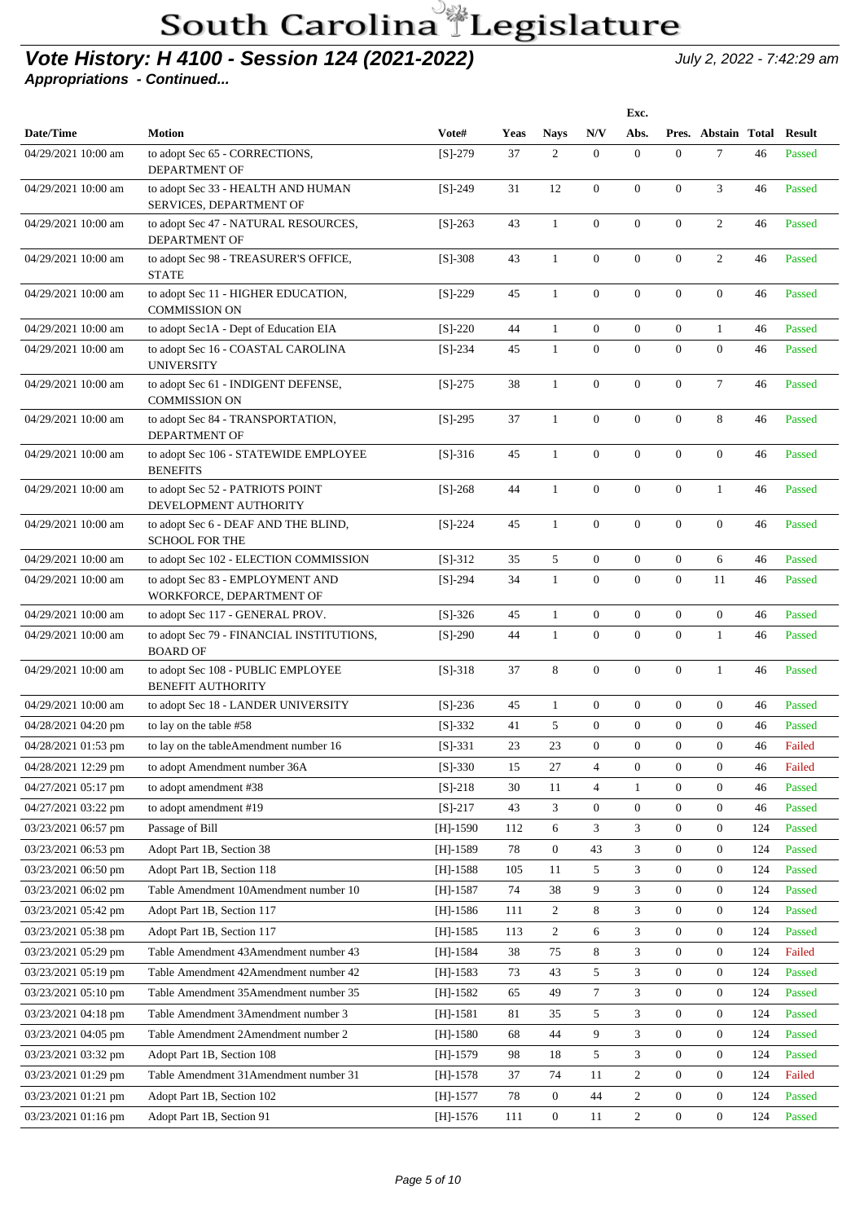# South Carolina Legislature

## Vote History: H 4100 - Session 124 (2021-2022)

July 2, 2022 - 7:42:29 am

**Appropriations - Continued...**

| Date/Time | Motion | Vote# | Yeas | Nays | N/V | Exc. Abs. | Pres. | Abstain | Total | Result |
|---|---|---|---|---|---|---|---|---|---|---|
| 04/29/2021 10:00 am | to adopt Sec 65 - CORRECTIONS, DEPARTMENT OF | [S]-279 | 37 | 2 | 0 | 0 | 0 | 7 | 46 | Passed |
| 04/29/2021 10:00 am | to adopt Sec 33 - HEALTH AND HUMAN SERVICES, DEPARTMENT OF | [S]-249 | 31 | 12 | 0 | 0 | 0 | 3 | 46 | Passed |
| 04/29/2021 10:00 am | to adopt Sec 47 - NATURAL RESOURCES, DEPARTMENT OF | [S]-263 | 43 | 1 | 0 | 0 | 0 | 2 | 46 | Passed |
| 04/29/2021 10:00 am | to adopt Sec 98 - TREASURER'S OFFICE, STATE | [S]-308 | 43 | 1 | 0 | 0 | 0 | 2 | 46 | Passed |
| 04/29/2021 10:00 am | to adopt Sec 11 - HIGHER EDUCATION, COMMISSION ON | [S]-229 | 45 | 1 | 0 | 0 | 0 | 0 | 46 | Passed |
| 04/29/2021 10:00 am | to adopt Sec1A - Dept of Education EIA | [S]-220 | 44 | 1 | 0 | 0 | 0 | 1 | 46 | Passed |
| 04/29/2021 10:00 am | to adopt Sec 16 - COASTAL CAROLINA UNIVERSITY | [S]-234 | 45 | 1 | 0 | 0 | 0 | 0 | 46 | Passed |
| 04/29/2021 10:00 am | to adopt Sec 61 - INDIGENT DEFENSE, COMMISSION ON | [S]-275 | 38 | 1 | 0 | 0 | 0 | 7 | 46 | Passed |
| 04/29/2021 10:00 am | to adopt Sec 84 - TRANSPORTATION, DEPARTMENT OF | [S]-295 | 37 | 1 | 0 | 0 | 0 | 8 | 46 | Passed |
| 04/29/2021 10:00 am | to adopt Sec 106 - STATEWIDE EMPLOYEE BENEFITS | [S]-316 | 45 | 1 | 0 | 0 | 0 | 0 | 46 | Passed |
| 04/29/2021 10:00 am | to adopt Sec 52 - PATRIOTS POINT DEVELOPMENT AUTHORITY | [S]-268 | 44 | 1 | 0 | 0 | 0 | 1 | 46 | Passed |
| 04/29/2021 10:00 am | to adopt Sec 6 - DEAF AND THE BLIND, SCHOOL FOR THE | [S]-224 | 45 | 1 | 0 | 0 | 0 | 0 | 46 | Passed |
| 04/29/2021 10:00 am | to adopt Sec 102 - ELECTION COMMISSION | [S]-312 | 35 | 5 | 0 | 0 | 0 | 6 | 46 | Passed |
| 04/29/2021 10:00 am | to adopt Sec 83 - EMPLOYMENT AND WORKFORCE, DEPARTMENT OF | [S]-294 | 34 | 1 | 0 | 0 | 0 | 11 | 46 | Passed |
| 04/29/2021 10:00 am | to adopt Sec 117 - GENERAL PROV. | [S]-326 | 45 | 1 | 0 | 0 | 0 | 0 | 46 | Passed |
| 04/29/2021 10:00 am | to adopt Sec 79 - FINANCIAL INSTITUTIONS, BOARD OF | [S]-290 | 44 | 1 | 0 | 0 | 0 | 1 | 46 | Passed |
| 04/29/2021 10:00 am | to adopt Sec 108 - PUBLIC EMPLOYEE BENEFIT AUTHORITY | [S]-318 | 37 | 8 | 0 | 0 | 0 | 1 | 46 | Passed |
| 04/29/2021 10:00 am | to adopt Sec 18 - LANDER UNIVERSITY | [S]-236 | 45 | 1 | 0 | 0 | 0 | 0 | 46 | Passed |
| 04/28/2021 04:20 pm | to lay on the table #58 | [S]-332 | 41 | 5 | 0 | 0 | 0 | 0 | 46 | Passed |
| 04/28/2021 01:53 pm | to lay on the tableAmendment number 16 | [S]-331 | 23 | 23 | 0 | 0 | 0 | 0 | 46 | Failed |
| 04/28/2021 12:29 pm | to adopt Amendment number 36A | [S]-330 | 15 | 27 | 4 | 0 | 0 | 0 | 46 | Failed |
| 04/27/2021 05:17 pm | to adopt amendment #38 | [S]-218 | 30 | 11 | 4 | 1 | 0 | 0 | 46 | Passed |
| 04/27/2021 03:22 pm | to adopt amendment #19 | [S]-217 | 43 | 3 | 0 | 0 | 0 | 0 | 46 | Passed |
| 03/23/2021 06:57 pm | Passage of Bill | [H]-1590 | 112 | 6 | 3 | 3 | 0 | 0 | 124 | Passed |
| 03/23/2021 06:53 pm | Adopt Part 1B, Section 38 | [H]-1589 | 78 | 0 | 43 | 3 | 0 | 0 | 124 | Passed |
| 03/23/2021 06:50 pm | Adopt Part 1B, Section 118 | [H]-1588 | 105 | 11 | 5 | 3 | 0 | 0 | 124 | Passed |
| 03/23/2021 06:02 pm | Table Amendment 10Amendment number 10 | [H]-1587 | 74 | 38 | 9 | 3 | 0 | 0 | 124 | Passed |
| 03/23/2021 05:42 pm | Adopt Part 1B, Section 117 | [H]-1586 | 111 | 2 | 8 | 3 | 0 | 0 | 124 | Passed |
| 03/23/2021 05:38 pm | Adopt Part 1B, Section 117 | [H]-1585 | 113 | 2 | 6 | 3 | 0 | 0 | 124 | Passed |
| 03/23/2021 05:29 pm | Table Amendment 43Amendment number 43 | [H]-1584 | 38 | 75 | 8 | 3 | 0 | 0 | 124 | Failed |
| 03/23/2021 05:19 pm | Table Amendment 42Amendment number 42 | [H]-1583 | 73 | 43 | 5 | 3 | 0 | 0 | 124 | Passed |
| 03/23/2021 05:10 pm | Table Amendment 35Amendment number 35 | [H]-1582 | 65 | 49 | 7 | 3 | 0 | 0 | 124 | Passed |
| 03/23/2021 04:18 pm | Table Amendment 3Amendment number 3 | [H]-1581 | 81 | 35 | 5 | 3 | 0 | 0 | 124 | Passed |
| 03/23/2021 04:05 pm | Table Amendment 2Amendment number 2 | [H]-1580 | 68 | 44 | 9 | 3 | 0 | 0 | 124 | Passed |
| 03/23/2021 03:32 pm | Adopt Part 1B, Section 108 | [H]-1579 | 98 | 18 | 5 | 3 | 0 | 0 | 124 | Passed |
| 03/23/2021 01:29 pm | Table Amendment 31Amendment number 31 | [H]-1578 | 37 | 74 | 11 | 2 | 0 | 0 | 124 | Failed |
| 03/23/2021 01:21 pm | Adopt Part 1B, Section 102 | [H]-1577 | 78 | 0 | 44 | 2 | 0 | 0 | 124 | Passed |
| 03/23/2021 01:16 pm | Adopt Part 1B, Section 91 | [H]-1576 | 111 | 0 | 11 | 2 | 0 | 0 | 124 | Passed |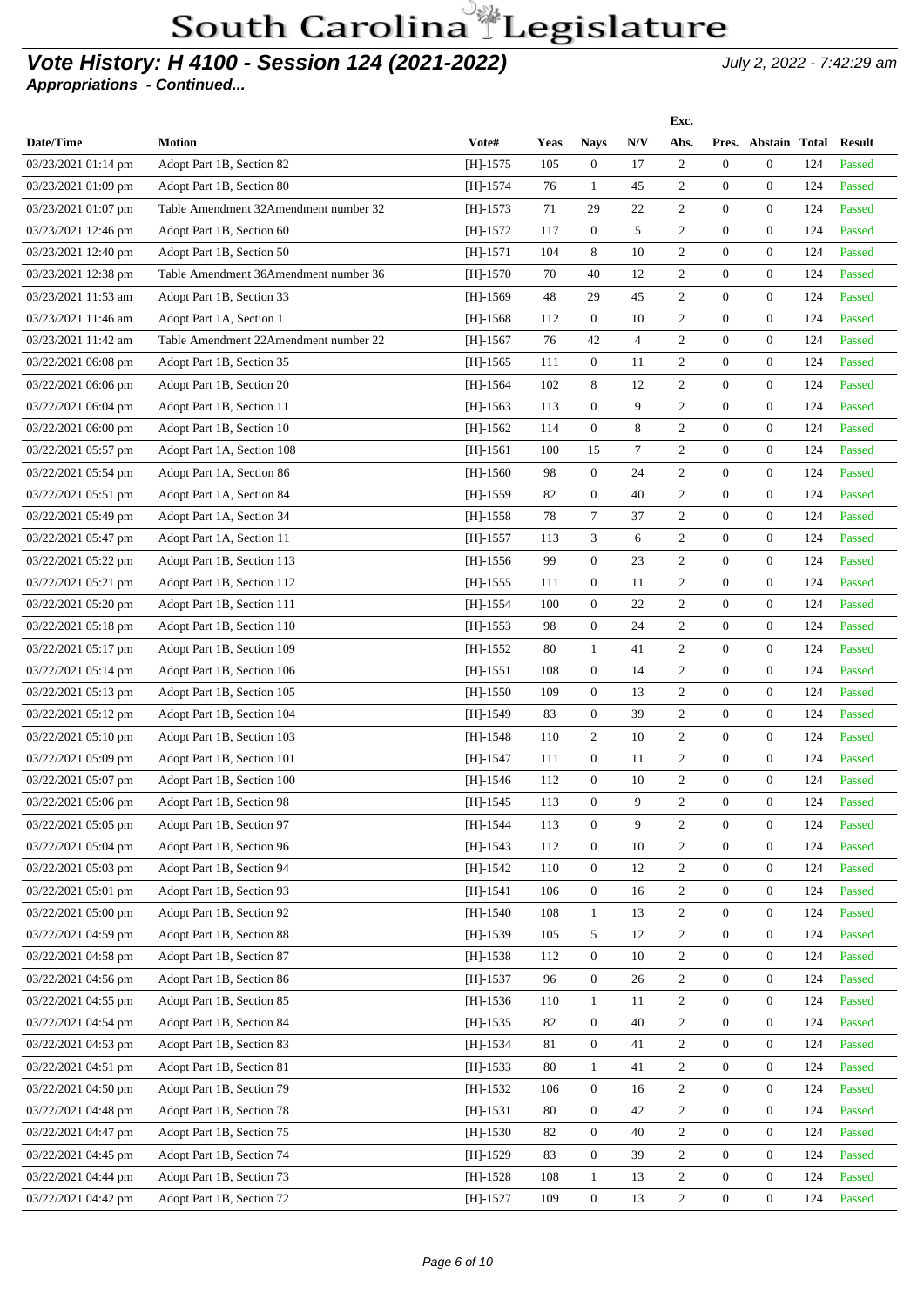# South Carolina Legislature

## *Vote History: H 4100 - Session 124 (2021-2022)*

*July 2, 2022 - 7:42:29 am*

***Appropriations - Continued...***

| Date/Time | Motion | Vote# | Yeas | Nays | N/V | Exc. Abs. | Pres. | Abstain | Total | Result |
|---|---|---|---|---|---|---|---|---|---|---|
| 03/23/2021 01:14 pm | Adopt Part 1B, Section 82 | [H]-1575 | 105 | 0 | 17 | 2 | 0 | 0 | 124 | Passed |
| 03/23/2021 01:09 pm | Adopt Part 1B, Section 80 | [H]-1574 | 76 | 1 | 45 | 2 | 0 | 0 | 124 | Passed |
| 03/23/2021 01:07 pm | Table Amendment 32Amendment number 32 | [H]-1573 | 71 | 29 | 22 | 2 | 0 | 0 | 124 | Passed |
| 03/23/2021 12:46 pm | Adopt Part 1B, Section 60 | [H]-1572 | 117 | 0 | 5 | 2 | 0 | 0 | 124 | Passed |
| 03/23/2021 12:40 pm | Adopt Part 1B, Section 50 | [H]-1571 | 104 | 8 | 10 | 2 | 0 | 0 | 124 | Passed |
| 03/23/2021 12:38 pm | Table Amendment 36Amendment number 36 | [H]-1570 | 70 | 40 | 12 | 2 | 0 | 0 | 124 | Passed |
| 03/23/2021 11:53 am | Adopt Part 1B, Section 33 | [H]-1569 | 48 | 29 | 45 | 2 | 0 | 0 | 124 | Passed |
| 03/23/2021 11:46 am | Adopt Part 1A, Section 1 | [H]-1568 | 112 | 0 | 10 | 2 | 0 | 0 | 124 | Passed |
| 03/23/2021 11:42 am | Table Amendment 22Amendment number 22 | [H]-1567 | 76 | 42 | 4 | 2 | 0 | 0 | 124 | Passed |
| 03/22/2021 06:08 pm | Adopt Part 1B, Section 35 | [H]-1565 | 111 | 0 | 11 | 2 | 0 | 0 | 124 | Passed |
| 03/22/2021 06:06 pm | Adopt Part 1B, Section 20 | [H]-1564 | 102 | 8 | 12 | 2 | 0 | 0 | 124 | Passed |
| 03/22/2021 06:04 pm | Adopt Part 1B, Section 11 | [H]-1563 | 113 | 0 | 9 | 2 | 0 | 0 | 124 | Passed |
| 03/22/2021 06:00 pm | Adopt Part 1B, Section 10 | [H]-1562 | 114 | 0 | 8 | 2 | 0 | 0 | 124 | Passed |
| 03/22/2021 05:57 pm | Adopt Part 1A, Section 108 | [H]-1561 | 100 | 15 | 7 | 2 | 0 | 0 | 124 | Passed |
| 03/22/2021 05:54 pm | Adopt Part 1A, Section 86 | [H]-1560 | 98 | 0 | 24 | 2 | 0 | 0 | 124 | Passed |
| 03/22/2021 05:51 pm | Adopt Part 1A, Section 84 | [H]-1559 | 82 | 0 | 40 | 2 | 0 | 0 | 124 | Passed |
| 03/22/2021 05:49 pm | Adopt Part 1A, Section 34 | [H]-1558 | 78 | 7 | 37 | 2 | 0 | 0 | 124 | Passed |
| 03/22/2021 05:47 pm | Adopt Part 1A, Section 11 | [H]-1557 | 113 | 3 | 6 | 2 | 0 | 0 | 124 | Passed |
| 03/22/2021 05:22 pm | Adopt Part 1B, Section 113 | [H]-1556 | 99 | 0 | 23 | 2 | 0 | 0 | 124 | Passed |
| 03/22/2021 05:21 pm | Adopt Part 1B, Section 112 | [H]-1555 | 111 | 0 | 11 | 2 | 0 | 0 | 124 | Passed |
| 03/22/2021 05:20 pm | Adopt Part 1B, Section 111 | [H]-1554 | 100 | 0 | 22 | 2 | 0 | 0 | 124 | Passed |
| 03/22/2021 05:18 pm | Adopt Part 1B, Section 110 | [H]-1553 | 98 | 0 | 24 | 2 | 0 | 0 | 124 | Passed |
| 03/22/2021 05:17 pm | Adopt Part 1B, Section 109 | [H]-1552 | 80 | 1 | 41 | 2 | 0 | 0 | 124 | Passed |
| 03/22/2021 05:14 pm | Adopt Part 1B, Section 106 | [H]-1551 | 108 | 0 | 14 | 2 | 0 | 0 | 124 | Passed |
| 03/22/2021 05:13 pm | Adopt Part 1B, Section 105 | [H]-1550 | 109 | 0 | 13 | 2 | 0 | 0 | 124 | Passed |
| 03/22/2021 05:12 pm | Adopt Part 1B, Section 104 | [H]-1549 | 83 | 0 | 39 | 2 | 0 | 0 | 124 | Passed |
| 03/22/2021 05:10 pm | Adopt Part 1B, Section 103 | [H]-1548 | 110 | 2 | 10 | 2 | 0 | 0 | 124 | Passed |
| 03/22/2021 05:09 pm | Adopt Part 1B, Section 101 | [H]-1547 | 111 | 0 | 11 | 2 | 0 | 0 | 124 | Passed |
| 03/22/2021 05:07 pm | Adopt Part 1B, Section 100 | [H]-1546 | 112 | 0 | 10 | 2 | 0 | 0 | 124 | Passed |
| 03/22/2021 05:06 pm | Adopt Part 1B, Section 98 | [H]-1545 | 113 | 0 | 9 | 2 | 0 | 0 | 124 | Passed |
| 03/22/2021 05:05 pm | Adopt Part 1B, Section 97 | [H]-1544 | 113 | 0 | 9 | 2 | 0 | 0 | 124 | Passed |
| 03/22/2021 05:04 pm | Adopt Part 1B, Section 96 | [H]-1543 | 112 | 0 | 10 | 2 | 0 | 0 | 124 | Passed |
| 03/22/2021 05:03 pm | Adopt Part 1B, Section 94 | [H]-1542 | 110 | 0 | 12 | 2 | 0 | 0 | 124 | Passed |
| 03/22/2021 05:01 pm | Adopt Part 1B, Section 93 | [H]-1541 | 106 | 0 | 16 | 2 | 0 | 0 | 124 | Passed |
| 03/22/2021 05:00 pm | Adopt Part 1B, Section 92 | [H]-1540 | 108 | 1 | 13 | 2 | 0 | 0 | 124 | Passed |
| 03/22/2021 04:59 pm | Adopt Part 1B, Section 88 | [H]-1539 | 105 | 5 | 12 | 2 | 0 | 0 | 124 | Passed |
| 03/22/2021 04:58 pm | Adopt Part 1B, Section 87 | [H]-1538 | 112 | 0 | 10 | 2 | 0 | 0 | 124 | Passed |
| 03/22/2021 04:56 pm | Adopt Part 1B, Section 86 | [H]-1537 | 96 | 0 | 26 | 2 | 0 | 0 | 124 | Passed |
| 03/22/2021 04:55 pm | Adopt Part 1B, Section 85 | [H]-1536 | 110 | 1 | 11 | 2 | 0 | 0 | 124 | Passed |
| 03/22/2021 04:54 pm | Adopt Part 1B, Section 84 | [H]-1535 | 82 | 0 | 40 | 2 | 0 | 0 | 124 | Passed |
| 03/22/2021 04:53 pm | Adopt Part 1B, Section 83 | [H]-1534 | 81 | 0 | 41 | 2 | 0 | 0 | 124 | Passed |
| 03/22/2021 04:51 pm | Adopt Part 1B, Section 81 | [H]-1533 | 80 | 1 | 41 | 2 | 0 | 0 | 124 | Passed |
| 03/22/2021 04:50 pm | Adopt Part 1B, Section 79 | [H]-1532 | 106 | 0 | 16 | 2 | 0 | 0 | 124 | Passed |
| 03/22/2021 04:48 pm | Adopt Part 1B, Section 78 | [H]-1531 | 80 | 0 | 42 | 2 | 0 | 0 | 124 | Passed |
| 03/22/2021 04:47 pm | Adopt Part 1B, Section 75 | [H]-1530 | 82 | 0 | 40 | 2 | 0 | 0 | 124 | Passed |
| 03/22/2021 04:45 pm | Adopt Part 1B, Section 74 | [H]-1529 | 83 | 0 | 39 | 2 | 0 | 0 | 124 | Passed |
| 03/22/2021 04:44 pm | Adopt Part 1B, Section 73 | [H]-1528 | 108 | 1 | 13 | 2 | 0 | 0 | 124 | Passed |
| 03/22/2021 04:42 pm | Adopt Part 1B, Section 72 | [H]-1527 | 109 | 0 | 13 | 2 | 0 | 0 | 124 | Passed |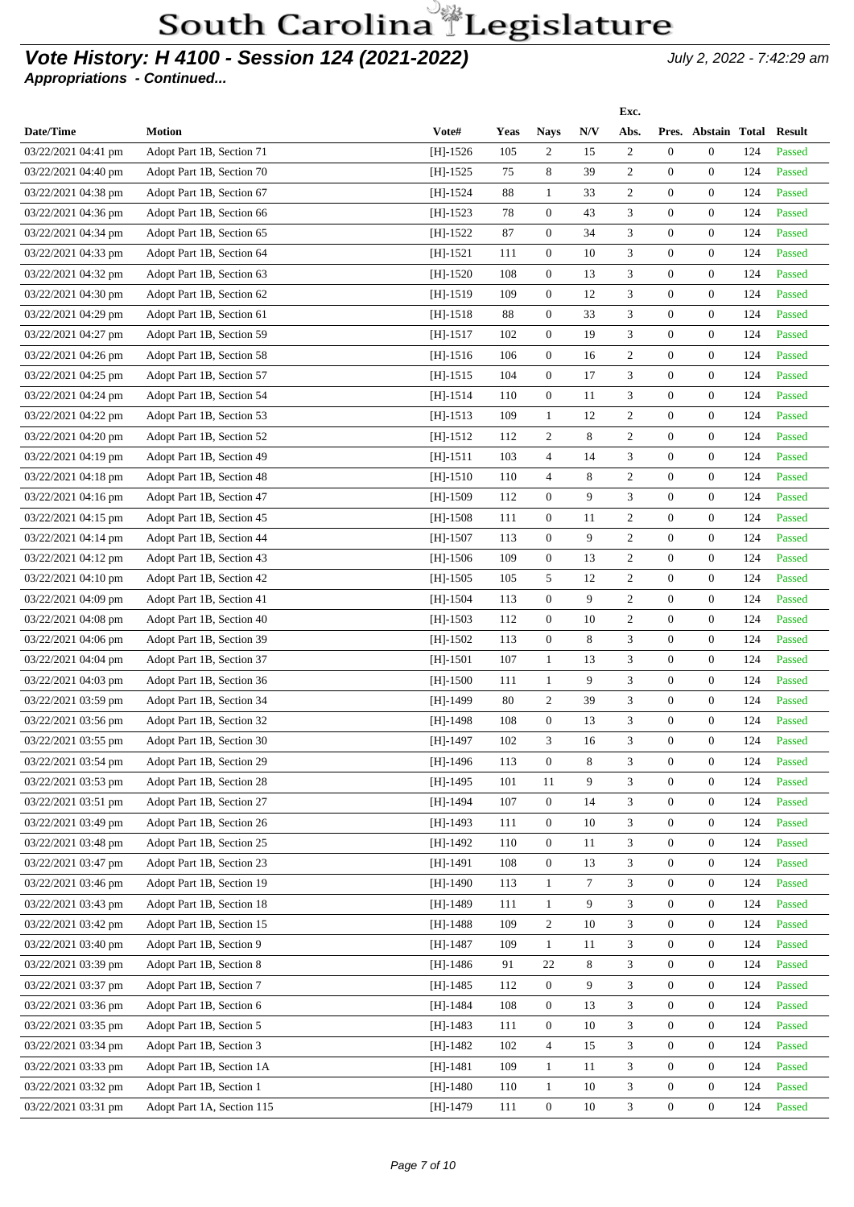# South Carolina Legislature

## Vote History: H 4100 - Session 124 (2021-2022)

July 2, 2022 - 7:42:29 am

**Appropriations - Continued...**

| Date/Time | Motion | Vote# | Yeas | Nays | N/V | Exc. Abs. | Pres. | Abstain | Total | Result |
|---|---|---|---|---|---|---|---|---|---|---|
| 03/22/2021 04:41 pm | Adopt Part 1B, Section 71 | [H]-1526 | 105 | 2 | 15 | 2 | 0 | 0 | 124 | Passed |
| 03/22/2021 04:40 pm | Adopt Part 1B, Section 70 | [H]-1525 | 75 | 8 | 39 | 2 | 0 | 0 | 124 | Passed |
| 03/22/2021 04:38 pm | Adopt Part 1B, Section 67 | [H]-1524 | 88 | 1 | 33 | 2 | 0 | 0 | 124 | Passed |
| 03/22/2021 04:36 pm | Adopt Part 1B, Section 66 | [H]-1523 | 78 | 0 | 43 | 3 | 0 | 0 | 124 | Passed |
| 03/22/2021 04:34 pm | Adopt Part 1B, Section 65 | [H]-1522 | 87 | 0 | 34 | 3 | 0 | 0 | 124 | Passed |
| 03/22/2021 04:33 pm | Adopt Part 1B, Section 64 | [H]-1521 | 111 | 0 | 10 | 3 | 0 | 0 | 124 | Passed |
| 03/22/2021 04:32 pm | Adopt Part 1B, Section 63 | [H]-1520 | 108 | 0 | 13 | 3 | 0 | 0 | 124 | Passed |
| 03/22/2021 04:30 pm | Adopt Part 1B, Section 62 | [H]-1519 | 109 | 0 | 12 | 3 | 0 | 0 | 124 | Passed |
| 03/22/2021 04:29 pm | Adopt Part 1B, Section 61 | [H]-1518 | 88 | 0 | 33 | 3 | 0 | 0 | 124 | Passed |
| 03/22/2021 04:27 pm | Adopt Part 1B, Section 59 | [H]-1517 | 102 | 0 | 19 | 3 | 0 | 0 | 124 | Passed |
| 03/22/2021 04:26 pm | Adopt Part 1B, Section 58 | [H]-1516 | 106 | 0 | 16 | 2 | 0 | 0 | 124 | Passed |
| 03/22/2021 04:25 pm | Adopt Part 1B, Section 57 | [H]-1515 | 104 | 0 | 17 | 3 | 0 | 0 | 124 | Passed |
| 03/22/2021 04:24 pm | Adopt Part 1B, Section 54 | [H]-1514 | 110 | 0 | 11 | 3 | 0 | 0 | 124 | Passed |
| 03/22/2021 04:22 pm | Adopt Part 1B, Section 53 | [H]-1513 | 109 | 1 | 12 | 2 | 0 | 0 | 124 | Passed |
| 03/22/2021 04:20 pm | Adopt Part 1B, Section 52 | [H]-1512 | 112 | 2 | 8 | 2 | 0 | 0 | 124 | Passed |
| 03/22/2021 04:19 pm | Adopt Part 1B, Section 49 | [H]-1511 | 103 | 4 | 14 | 3 | 0 | 0 | 124 | Passed |
| 03/22/2021 04:18 pm | Adopt Part 1B, Section 48 | [H]-1510 | 110 | 4 | 8 | 2 | 0 | 0 | 124 | Passed |
| 03/22/2021 04:16 pm | Adopt Part 1B, Section 47 | [H]-1509 | 112 | 0 | 9 | 3 | 0 | 0 | 124 | Passed |
| 03/22/2021 04:15 pm | Adopt Part 1B, Section 45 | [H]-1508 | 111 | 0 | 11 | 2 | 0 | 0 | 124 | Passed |
| 03/22/2021 04:14 pm | Adopt Part 1B, Section 44 | [H]-1507 | 113 | 0 | 9 | 2 | 0 | 0 | 124 | Passed |
| 03/22/2021 04:12 pm | Adopt Part 1B, Section 43 | [H]-1506 | 109 | 0 | 13 | 2 | 0 | 0 | 124 | Passed |
| 03/22/2021 04:10 pm | Adopt Part 1B, Section 42 | [H]-1505 | 105 | 5 | 12 | 2 | 0 | 0 | 124 | Passed |
| 03/22/2021 04:09 pm | Adopt Part 1B, Section 41 | [H]-1504 | 113 | 0 | 9 | 2 | 0 | 0 | 124 | Passed |
| 03/22/2021 04:08 pm | Adopt Part 1B, Section 40 | [H]-1503 | 112 | 0 | 10 | 2 | 0 | 0 | 124 | Passed |
| 03/22/2021 04:06 pm | Adopt Part 1B, Section 39 | [H]-1502 | 113 | 0 | 8 | 3 | 0 | 0 | 124 | Passed |
| 03/22/2021 04:04 pm | Adopt Part 1B, Section 37 | [H]-1501 | 107 | 1 | 13 | 3 | 0 | 0 | 124 | Passed |
| 03/22/2021 04:03 pm | Adopt Part 1B, Section 36 | [H]-1500 | 111 | 1 | 9 | 3 | 0 | 0 | 124 | Passed |
| 03/22/2021 03:59 pm | Adopt Part 1B, Section 34 | [H]-1499 | 80 | 2 | 39 | 3 | 0 | 0 | 124 | Passed |
| 03/22/2021 03:56 pm | Adopt Part 1B, Section 32 | [H]-1498 | 108 | 0 | 13 | 3 | 0 | 0 | 124 | Passed |
| 03/22/2021 03:55 pm | Adopt Part 1B, Section 30 | [H]-1497 | 102 | 3 | 16 | 3 | 0 | 0 | 124 | Passed |
| 03/22/2021 03:54 pm | Adopt Part 1B, Section 29 | [H]-1496 | 113 | 0 | 8 | 3 | 0 | 0 | 124 | Passed |
| 03/22/2021 03:53 pm | Adopt Part 1B, Section 28 | [H]-1495 | 101 | 11 | 9 | 3 | 0 | 0 | 124 | Passed |
| 03/22/2021 03:51 pm | Adopt Part 1B, Section 27 | [H]-1494 | 107 | 0 | 14 | 3 | 0 | 0 | 124 | Passed |
| 03/22/2021 03:49 pm | Adopt Part 1B, Section 26 | [H]-1493 | 111 | 0 | 10 | 3 | 0 | 0 | 124 | Passed |
| 03/22/2021 03:48 pm | Adopt Part 1B, Section 25 | [H]-1492 | 110 | 0 | 11 | 3 | 0 | 0 | 124 | Passed |
| 03/22/2021 03:47 pm | Adopt Part 1B, Section 23 | [H]-1491 | 108 | 0 | 13 | 3 | 0 | 0 | 124 | Passed |
| 03/22/2021 03:46 pm | Adopt Part 1B, Section 19 | [H]-1490 | 113 | 1 | 7 | 3 | 0 | 0 | 124 | Passed |
| 03/22/2021 03:43 pm | Adopt Part 1B, Section 18 | [H]-1489 | 111 | 1 | 9 | 3 | 0 | 0 | 124 | Passed |
| 03/22/2021 03:42 pm | Adopt Part 1B, Section 15 | [H]-1488 | 109 | 2 | 10 | 3 | 0 | 0 | 124 | Passed |
| 03/22/2021 03:40 pm | Adopt Part 1B, Section 9 | [H]-1487 | 109 | 1 | 11 | 3 | 0 | 0 | 124 | Passed |
| 03/22/2021 03:39 pm | Adopt Part 1B, Section 8 | [H]-1486 | 91 | 22 | 8 | 3 | 0 | 0 | 124 | Passed |
| 03/22/2021 03:37 pm | Adopt Part 1B, Section 7 | [H]-1485 | 112 | 0 | 9 | 3 | 0 | 0 | 124 | Passed |
| 03/22/2021 03:36 pm | Adopt Part 1B, Section 6 | [H]-1484 | 108 | 0 | 13 | 3 | 0 | 0 | 124 | Passed |
| 03/22/2021 03:35 pm | Adopt Part 1B, Section 5 | [H]-1483 | 111 | 0 | 10 | 3 | 0 | 0 | 124 | Passed |
| 03/22/2021 03:34 pm | Adopt Part 1B, Section 3 | [H]-1482 | 102 | 4 | 15 | 3 | 0 | 0 | 124 | Passed |
| 03/22/2021 03:33 pm | Adopt Part 1B, Section 1A | [H]-1481 | 109 | 1 | 11 | 3 | 0 | 0 | 124 | Passed |
| 03/22/2021 03:32 pm | Adopt Part 1B, Section 1 | [H]-1480 | 110 | 1 | 10 | 3 | 0 | 0 | 124 | Passed |
| 03/22/2021 03:31 pm | Adopt Part 1A, Section 115 | [H]-1479 | 111 | 0 | 10 | 3 | 0 | 0 | 124 | Passed |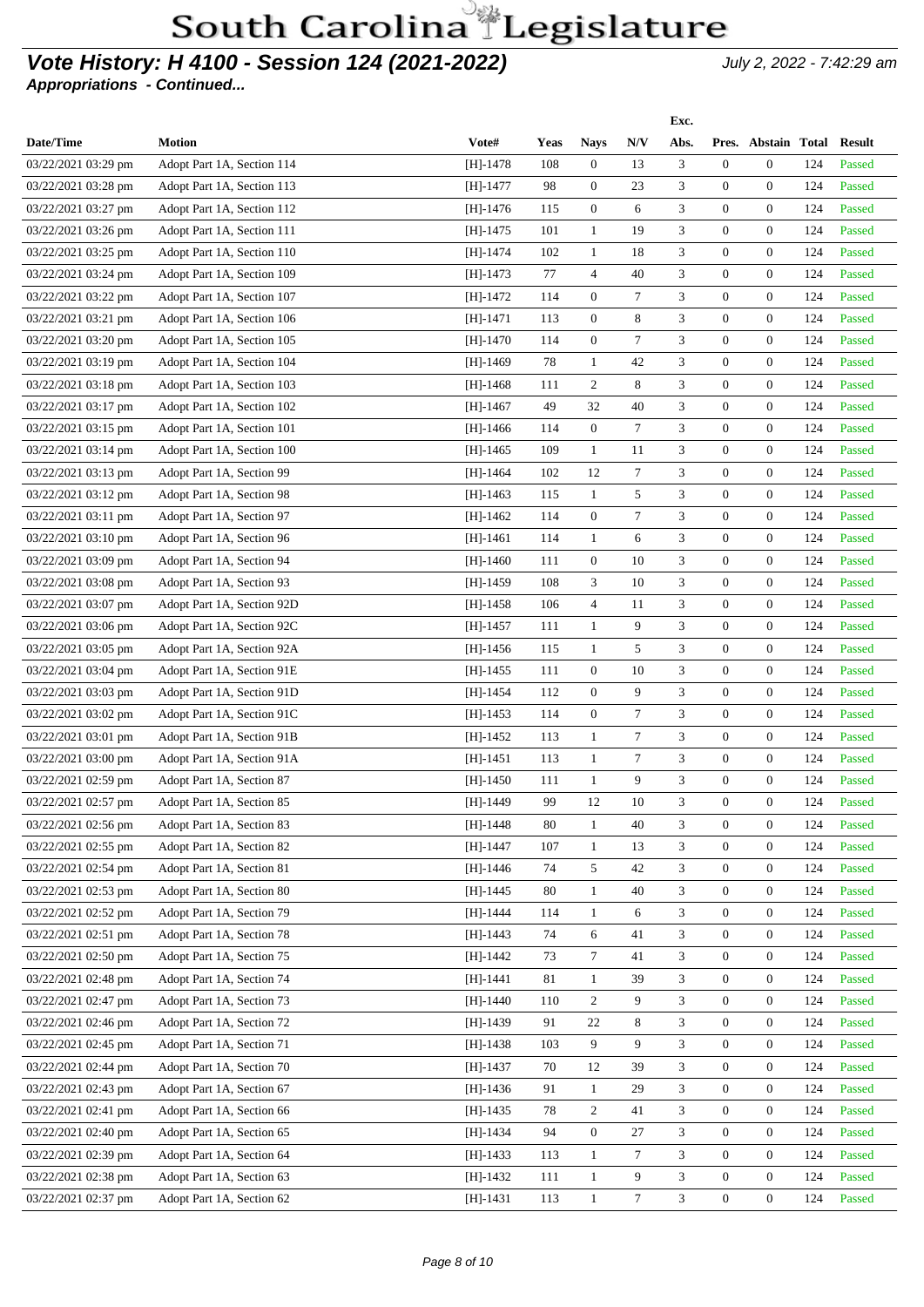# Vote History: H 4100 - Session 124 (2021-2022)

*July 2, 2022 - 7:42:29 am*

***Appropriations - Continued...***

| Date/Time | Motion | Vote# | Yeas | Nays | N/V | Exc. Abs. | Pres. | Abstain | Total | Result |
|---|---|---|---|---|---|---|---|---|---|---|
| 03/22/2021 03:29 pm | Adopt Part 1A, Section 114 | [H]-1478 | 108 | 0 | 13 | 3 | 0 | 0 | 124 | Passed |
| 03/22/2021 03:28 pm | Adopt Part 1A, Section 113 | [H]-1477 | 98 | 0 | 23 | 3 | 0 | 0 | 124 | Passed |
| 03/22/2021 03:27 pm | Adopt Part 1A, Section 112 | [H]-1476 | 115 | 0 | 6 | 3 | 0 | 0 | 124 | Passed |
| 03/22/2021 03:26 pm | Adopt Part 1A, Section 111 | [H]-1475 | 101 | 1 | 19 | 3 | 0 | 0 | 124 | Passed |
| 03/22/2021 03:25 pm | Adopt Part 1A, Section 110 | [H]-1474 | 102 | 1 | 18 | 3 | 0 | 0 | 124 | Passed |
| 03/22/2021 03:24 pm | Adopt Part 1A, Section 109 | [H]-1473 | 77 | 4 | 40 | 3 | 0 | 0 | 124 | Passed |
| 03/22/2021 03:22 pm | Adopt Part 1A, Section 107 | [H]-1472 | 114 | 0 | 7 | 3 | 0 | 0 | 124 | Passed |
| 03/22/2021 03:21 pm | Adopt Part 1A, Section 106 | [H]-1471 | 113 | 0 | 8 | 3 | 0 | 0 | 124 | Passed |
| 03/22/2021 03:20 pm | Adopt Part 1A, Section 105 | [H]-1470 | 114 | 0 | 7 | 3 | 0 | 0 | 124 | Passed |
| 03/22/2021 03:19 pm | Adopt Part 1A, Section 104 | [H]-1469 | 78 | 1 | 42 | 3 | 0 | 0 | 124 | Passed |
| 03/22/2021 03:18 pm | Adopt Part 1A, Section 103 | [H]-1468 | 111 | 2 | 8 | 3 | 0 | 0 | 124 | Passed |
| 03/22/2021 03:17 pm | Adopt Part 1A, Section 102 | [H]-1467 | 49 | 32 | 40 | 3 | 0 | 0 | 124 | Passed |
| 03/22/2021 03:15 pm | Adopt Part 1A, Section 101 | [H]-1466 | 114 | 0 | 7 | 3 | 0 | 0 | 124 | Passed |
| 03/22/2021 03:14 pm | Adopt Part 1A, Section 100 | [H]-1465 | 109 | 1 | 11 | 3 | 0 | 0 | 124 | Passed |
| 03/22/2021 03:13 pm | Adopt Part 1A, Section 99 | [H]-1464 | 102 | 12 | 7 | 3 | 0 | 0 | 124 | Passed |
| 03/22/2021 03:12 pm | Adopt Part 1A, Section 98 | [H]-1463 | 115 | 1 | 5 | 3 | 0 | 0 | 124 | Passed |
| 03/22/2021 03:11 pm | Adopt Part 1A, Section 97 | [H]-1462 | 114 | 0 | 7 | 3 | 0 | 0 | 124 | Passed |
| 03/22/2021 03:10 pm | Adopt Part 1A, Section 96 | [H]-1461 | 114 | 1 | 6 | 3 | 0 | 0 | 124 | Passed |
| 03/22/2021 03:09 pm | Adopt Part 1A, Section 94 | [H]-1460 | 111 | 0 | 10 | 3 | 0 | 0 | 124 | Passed |
| 03/22/2021 03:08 pm | Adopt Part 1A, Section 93 | [H]-1459 | 108 | 3 | 10 | 3 | 0 | 0 | 124 | Passed |
| 03/22/2021 03:07 pm | Adopt Part 1A, Section 92D | [H]-1458 | 106 | 4 | 11 | 3 | 0 | 0 | 124 | Passed |
| 03/22/2021 03:06 pm | Adopt Part 1A, Section 92C | [H]-1457 | 111 | 1 | 9 | 3 | 0 | 0 | 124 | Passed |
| 03/22/2021 03:05 pm | Adopt Part 1A, Section 92A | [H]-1456 | 115 | 1 | 5 | 3 | 0 | 0 | 124 | Passed |
| 03/22/2021 03:04 pm | Adopt Part 1A, Section 91E | [H]-1455 | 111 | 0 | 10 | 3 | 0 | 0 | 124 | Passed |
| 03/22/2021 03:03 pm | Adopt Part 1A, Section 91D | [H]-1454 | 112 | 0 | 9 | 3 | 0 | 0 | 124 | Passed |
| 03/22/2021 03:02 pm | Adopt Part 1A, Section 91C | [H]-1453 | 114 | 0 | 7 | 3 | 0 | 0 | 124 | Passed |
| 03/22/2021 03:01 pm | Adopt Part 1A, Section 91B | [H]-1452 | 113 | 1 | 7 | 3 | 0 | 0 | 124 | Passed |
| 03/22/2021 03:00 pm | Adopt Part 1A, Section 91A | [H]-1451 | 113 | 1 | 7 | 3 | 0 | 0 | 124 | Passed |
| 03/22/2021 02:59 pm | Adopt Part 1A, Section 87 | [H]-1450 | 111 | 1 | 9 | 3 | 0 | 0 | 124 | Passed |
| 03/22/2021 02:57 pm | Adopt Part 1A, Section 85 | [H]-1449 | 99 | 12 | 10 | 3 | 0 | 0 | 124 | Passed |
| 03/22/2021 02:56 pm | Adopt Part 1A, Section 83 | [H]-1448 | 80 | 1 | 40 | 3 | 0 | 0 | 124 | Passed |
| 03/22/2021 02:55 pm | Adopt Part 1A, Section 82 | [H]-1447 | 107 | 1 | 13 | 3 | 0 | 0 | 124 | Passed |
| 03/22/2021 02:54 pm | Adopt Part 1A, Section 81 | [H]-1446 | 74 | 5 | 42 | 3 | 0 | 0 | 124 | Passed |
| 03/22/2021 02:53 pm | Adopt Part 1A, Section 80 | [H]-1445 | 80 | 1 | 40 | 3 | 0 | 0 | 124 | Passed |
| 03/22/2021 02:52 pm | Adopt Part 1A, Section 79 | [H]-1444 | 114 | 1 | 6 | 3 | 0 | 0 | 124 | Passed |
| 03/22/2021 02:51 pm | Adopt Part 1A, Section 78 | [H]-1443 | 74 | 6 | 41 | 3 | 0 | 0 | 124 | Passed |
| 03/22/2021 02:50 pm | Adopt Part 1A, Section 75 | [H]-1442 | 73 | 7 | 41 | 3 | 0 | 0 | 124 | Passed |
| 03/22/2021 02:48 pm | Adopt Part 1A, Section 74 | [H]-1441 | 81 | 1 | 39 | 3 | 0 | 0 | 124 | Passed |
| 03/22/2021 02:47 pm | Adopt Part 1A, Section 73 | [H]-1440 | 110 | 2 | 9 | 3 | 0 | 0 | 124 | Passed |
| 03/22/2021 02:46 pm | Adopt Part 1A, Section 72 | [H]-1439 | 91 | 22 | 8 | 3 | 0 | 0 | 124 | Passed |
| 03/22/2021 02:45 pm | Adopt Part 1A, Section 71 | [H]-1438 | 103 | 9 | 9 | 3 | 0 | 0 | 124 | Passed |
| 03/22/2021 02:44 pm | Adopt Part 1A, Section 70 | [H]-1437 | 70 | 12 | 39 | 3 | 0 | 0 | 124 | Passed |
| 03/22/2021 02:43 pm | Adopt Part 1A, Section 67 | [H]-1436 | 91 | 1 | 29 | 3 | 0 | 0 | 124 | Passed |
| 03/22/2021 02:41 pm | Adopt Part 1A, Section 66 | [H]-1435 | 78 | 2 | 41 | 3 | 0 | 0 | 124 | Passed |
| 03/22/2021 02:40 pm | Adopt Part 1A, Section 65 | [H]-1434 | 94 | 0 | 27 | 3 | 0 | 0 | 124 | Passed |
| 03/22/2021 02:39 pm | Adopt Part 1A, Section 64 | [H]-1433 | 113 | 1 | 7 | 3 | 0 | 0 | 124 | Passed |
| 03/22/2021 02:38 pm | Adopt Part 1A, Section 63 | [H]-1432 | 111 | 1 | 9 | 3 | 0 | 0 | 124 | Passed |
| 03/22/2021 02:37 pm | Adopt Part 1A, Section 62 | [H]-1431 | 113 | 1 | 7 | 3 | 0 | 0 | 124 | Passed |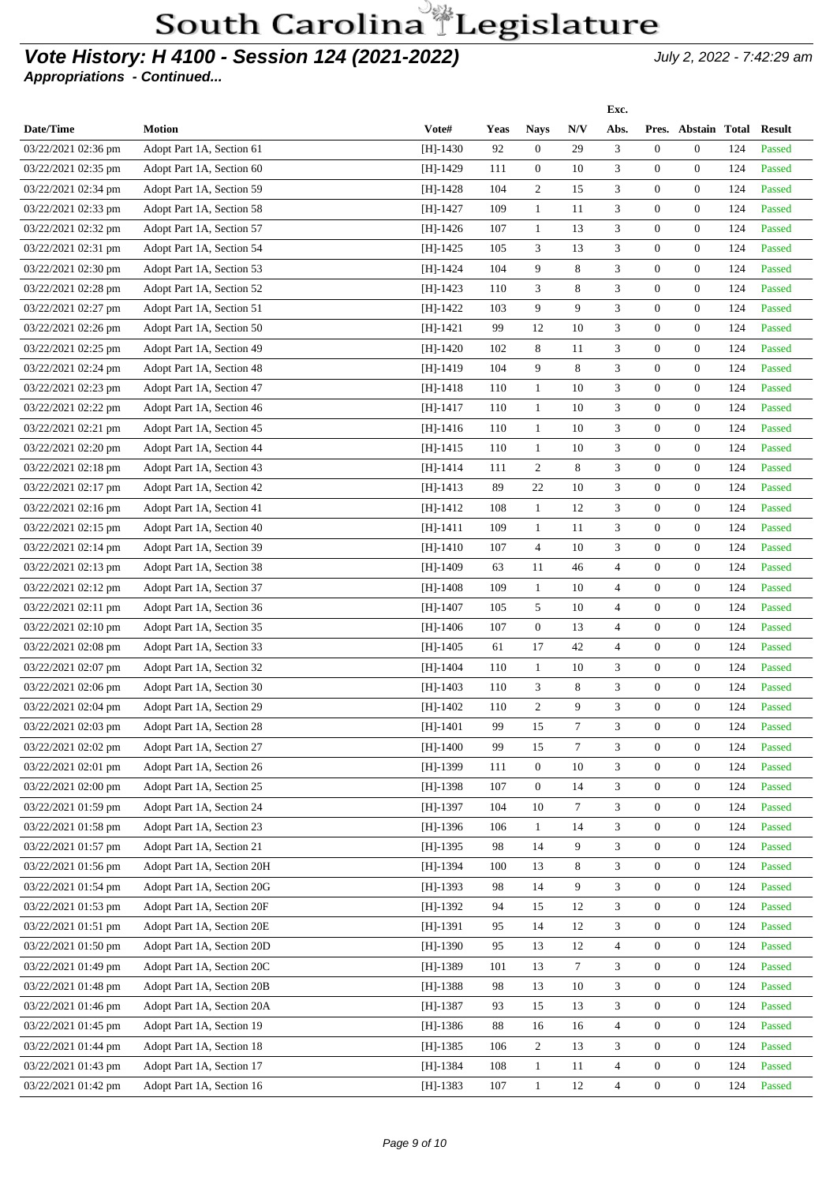# South Carolina Legislature

## *Vote History: H 4100 - Session 124 (2021-2022)*

*July 2, 2022 - 7:42:29 am*

***Appropriations - Continued...***

| Date/Time | Motion | Vote# | Yeas | Nays | N/V | Exc. Abs. | Pres. | Abstain | Total | Result |
|---|---|---|---|---|---|---|---|---|---|---|
| 03/22/2021 02:36 pm | Adopt Part 1A, Section 61 | [H]-1430 | 92 | 0 | 29 | 3 | 0 | 0 | 124 | Passed |
| 03/22/2021 02:35 pm | Adopt Part 1A, Section 60 | [H]-1429 | 111 | 0 | 10 | 3 | 0 | 0 | 124 | Passed |
| 03/22/2021 02:34 pm | Adopt Part 1A, Section 59 | [H]-1428 | 104 | 2 | 15 | 3 | 0 | 0 | 124 | Passed |
| 03/22/2021 02:33 pm | Adopt Part 1A, Section 58 | [H]-1427 | 109 | 1 | 11 | 3 | 0 | 0 | 124 | Passed |
| 03/22/2021 02:32 pm | Adopt Part 1A, Section 57 | [H]-1426 | 107 | 1 | 13 | 3 | 0 | 0 | 124 | Passed |
| 03/22/2021 02:31 pm | Adopt Part 1A, Section 54 | [H]-1425 | 105 | 3 | 13 | 3 | 0 | 0 | 124 | Passed |
| 03/22/2021 02:30 pm | Adopt Part 1A, Section 53 | [H]-1424 | 104 | 9 | 8 | 3 | 0 | 0 | 124 | Passed |
| 03/22/2021 02:28 pm | Adopt Part 1A, Section 52 | [H]-1423 | 110 | 3 | 8 | 3 | 0 | 0 | 124 | Passed |
| 03/22/2021 02:27 pm | Adopt Part 1A, Section 51 | [H]-1422 | 103 | 9 | 9 | 3 | 0 | 0 | 124 | Passed |
| 03/22/2021 02:26 pm | Adopt Part 1A, Section 50 | [H]-1421 | 99 | 12 | 10 | 3 | 0 | 0 | 124 | Passed |
| 03/22/2021 02:25 pm | Adopt Part 1A, Section 49 | [H]-1420 | 102 | 8 | 11 | 3 | 0 | 0 | 124 | Passed |
| 03/22/2021 02:24 pm | Adopt Part 1A, Section 48 | [H]-1419 | 104 | 9 | 8 | 3 | 0 | 0 | 124 | Passed |
| 03/22/2021 02:23 pm | Adopt Part 1A, Section 47 | [H]-1418 | 110 | 1 | 10 | 3 | 0 | 0 | 124 | Passed |
| 03/22/2021 02:22 pm | Adopt Part 1A, Section 46 | [H]-1417 | 110 | 1 | 10 | 3 | 0 | 0 | 124 | Passed |
| 03/22/2021 02:21 pm | Adopt Part 1A, Section 45 | [H]-1416 | 110 | 1 | 10 | 3 | 0 | 0 | 124 | Passed |
| 03/22/2021 02:20 pm | Adopt Part 1A, Section 44 | [H]-1415 | 110 | 1 | 10 | 3 | 0 | 0 | 124 | Passed |
| 03/22/2021 02:18 pm | Adopt Part 1A, Section 43 | [H]-1414 | 111 | 2 | 8 | 3 | 0 | 0 | 124 | Passed |
| 03/22/2021 02:17 pm | Adopt Part 1A, Section 42 | [H]-1413 | 89 | 22 | 10 | 3 | 0 | 0 | 124 | Passed |
| 03/22/2021 02:16 pm | Adopt Part 1A, Section 41 | [H]-1412 | 108 | 1 | 12 | 3 | 0 | 0 | 124 | Passed |
| 03/22/2021 02:15 pm | Adopt Part 1A, Section 40 | [H]-1411 | 109 | 1 | 11 | 3 | 0 | 0 | 124 | Passed |
| 03/22/2021 02:14 pm | Adopt Part 1A, Section 39 | [H]-1410 | 107 | 4 | 10 | 3 | 0 | 0 | 124 | Passed |
| 03/22/2021 02:13 pm | Adopt Part 1A, Section 38 | [H]-1409 | 63 | 11 | 46 | 4 | 0 | 0 | 124 | Passed |
| 03/22/2021 02:12 pm | Adopt Part 1A, Section 37 | [H]-1408 | 109 | 1 | 10 | 4 | 0 | 0 | 124 | Passed |
| 03/22/2021 02:11 pm | Adopt Part 1A, Section 36 | [H]-1407 | 105 | 5 | 10 | 4 | 0 | 0 | 124 | Passed |
| 03/22/2021 02:10 pm | Adopt Part 1A, Section 35 | [H]-1406 | 107 | 0 | 13 | 4 | 0 | 0 | 124 | Passed |
| 03/22/2021 02:08 pm | Adopt Part 1A, Section 33 | [H]-1405 | 61 | 17 | 42 | 4 | 0 | 0 | 124 | Passed |
| 03/22/2021 02:07 pm | Adopt Part 1A, Section 32 | [H]-1404 | 110 | 1 | 10 | 3 | 0 | 0 | 124 | Passed |
| 03/22/2021 02:06 pm | Adopt Part 1A, Section 30 | [H]-1403 | 110 | 3 | 8 | 3 | 0 | 0 | 124 | Passed |
| 03/22/2021 02:04 pm | Adopt Part 1A, Section 29 | [H]-1402 | 110 | 2 | 9 | 3 | 0 | 0 | 124 | Passed |
| 03/22/2021 02:03 pm | Adopt Part 1A, Section 28 | [H]-1401 | 99 | 15 | 7 | 3 | 0 | 0 | 124 | Passed |
| 03/22/2021 02:02 pm | Adopt Part 1A, Section 27 | [H]-1400 | 99 | 15 | 7 | 3 | 0 | 0 | 124 | Passed |
| 03/22/2021 02:01 pm | Adopt Part 1A, Section 26 | [H]-1399 | 111 | 0 | 10 | 3 | 0 | 0 | 124 | Passed |
| 03/22/2021 02:00 pm | Adopt Part 1A, Section 25 | [H]-1398 | 107 | 0 | 14 | 3 | 0 | 0 | 124 | Passed |
| 03/22/2021 01:59 pm | Adopt Part 1A, Section 24 | [H]-1397 | 104 | 10 | 7 | 3 | 0 | 0 | 124 | Passed |
| 03/22/2021 01:58 pm | Adopt Part 1A, Section 23 | [H]-1396 | 106 | 1 | 14 | 3 | 0 | 0 | 124 | Passed |
| 03/22/2021 01:57 pm | Adopt Part 1A, Section 21 | [H]-1395 | 98 | 14 | 9 | 3 | 0 | 0 | 124 | Passed |
| 03/22/2021 01:56 pm | Adopt Part 1A, Section 20H | [H]-1394 | 100 | 13 | 8 | 3 | 0 | 0 | 124 | Passed |
| 03/22/2021 01:54 pm | Adopt Part 1A, Section 20G | [H]-1393 | 98 | 14 | 9 | 3 | 0 | 0 | 124 | Passed |
| 03/22/2021 01:53 pm | Adopt Part 1A, Section 20F | [H]-1392 | 94 | 15 | 12 | 3 | 0 | 0 | 124 | Passed |
| 03/22/2021 01:51 pm | Adopt Part 1A, Section 20E | [H]-1391 | 95 | 14 | 12 | 3 | 0 | 0 | 124 | Passed |
| 03/22/2021 01:50 pm | Adopt Part 1A, Section 20D | [H]-1390 | 95 | 13 | 12 | 4 | 0 | 0 | 124 | Passed |
| 03/22/2021 01:49 pm | Adopt Part 1A, Section 20C | [H]-1389 | 101 | 13 | 7 | 3 | 0 | 0 | 124 | Passed |
| 03/22/2021 01:48 pm | Adopt Part 1A, Section 20B | [H]-1388 | 98 | 13 | 10 | 3 | 0 | 0 | 124 | Passed |
| 03/22/2021 01:46 pm | Adopt Part 1A, Section 20A | [H]-1387 | 93 | 15 | 13 | 3 | 0 | 0 | 124 | Passed |
| 03/22/2021 01:45 pm | Adopt Part 1A, Section 19 | [H]-1386 | 88 | 16 | 16 | 4 | 0 | 0 | 124 | Passed |
| 03/22/2021 01:44 pm | Adopt Part 1A, Section 18 | [H]-1385 | 106 | 2 | 13 | 3 | 0 | 0 | 124 | Passed |
| 03/22/2021 01:43 pm | Adopt Part 1A, Section 17 | [H]-1384 | 108 | 1 | 11 | 4 | 0 | 0 | 124 | Passed |
| 03/22/2021 01:42 pm | Adopt Part 1A, Section 16 | [H]-1383 | 107 | 1 | 12 | 4 | 0 | 0 | 124 | Passed |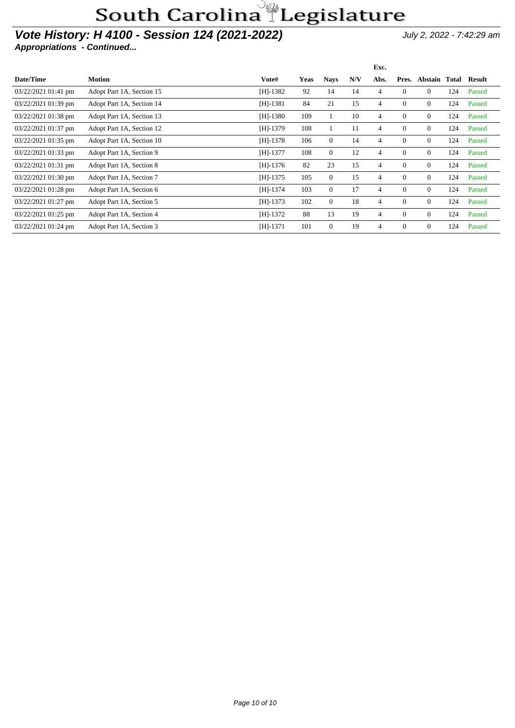# South Carolina Legislature

## *Vote History: H 4100 - Session 124 (2021-2022)*

*July 2, 2022 - 7:42:29 am*

### *Appropriations - Continued...*

| Date/Time | Motion | Vote# | Yeas | Nays | N/V | Exc. Abs. | Pres. | Abstain | Total | Result |
|---|---|---|---|---|---|---|---|---|---|---|
| 03/22/2021 01:41 pm | Adopt Part 1A, Section 15 | [H]-1382 | 92 | 14 | 14 | 4 | 0 | 0 | 124 | Passed |
| 03/22/2021 01:39 pm | Adopt Part 1A, Section 14 | [H]-1381 | 84 | 21 | 15 | 4 | 0 | 0 | 124 | Passed |
| 03/22/2021 01:38 pm | Adopt Part 1A, Section 13 | [H]-1380 | 109 | 1 | 10 | 4 | 0 | 0 | 124 | Passed |
| 03/22/2021 01:37 pm | Adopt Part 1A, Section 12 | [H]-1379 | 108 | 1 | 11 | 4 | 0 | 0 | 124 | Passed |
| 03/22/2021 01:35 pm | Adopt Part 1A, Section 10 | [H]-1378 | 106 | 0 | 14 | 4 | 0 | 0 | 124 | Passed |
| 03/22/2021 01:33 pm | Adopt Part 1A, Section 9 | [H]-1377 | 108 | 0 | 12 | 4 | 0 | 0 | 124 | Passed |
| 03/22/2021 01:31 pm | Adopt Part 1A, Section 8 | [H]-1376 | 82 | 23 | 15 | 4 | 0 | 0 | 124 | Passed |
| 03/22/2021 01:30 pm | Adopt Part 1A, Section 7 | [H]-1375 | 105 | 0 | 15 | 4 | 0 | 0 | 124 | Passed |
| 03/22/2021 01:28 pm | Adopt Part 1A, Section 6 | [H]-1374 | 103 | 0 | 17 | 4 | 0 | 0 | 124 | Passed |
| 03/22/2021 01:27 pm | Adopt Part 1A, Section 5 | [H]-1373 | 102 | 0 | 18 | 4 | 0 | 0 | 124 | Passed |
| 03/22/2021 01:25 pm | Adopt Part 1A, Section 4 | [H]-1372 | 88 | 13 | 19 | 4 | 0 | 0 | 124 | Passed |
| 03/22/2021 01:24 pm | Adopt Part 1A, Section 3 | [H]-1371 | 101 | 0 | 19 | 4 | 0 | 0 | 124 | Passed |